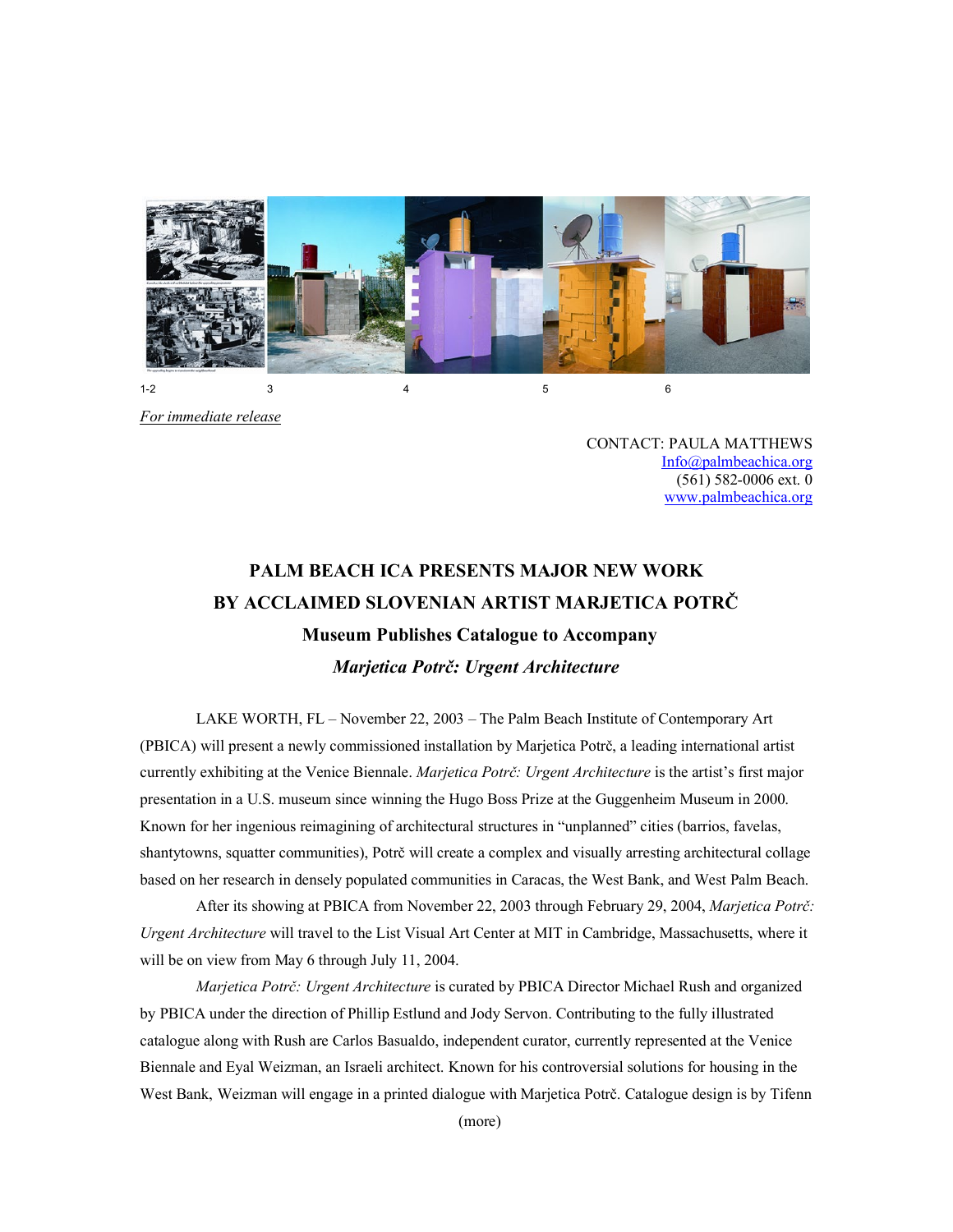1-2 3 4 5 6

*For immediate release*

CONTACT: PAULA MATTHEWS
Info@palmbeachica.org
(561) 582-0006 ext. 0
www.palmbeachica.org

# PALM BEACH ICA PRESENTS MAJOR NEW WORK BY ACCLAIMED SLOVENIAN ARTIST MARJETICA POTRČ

## Museum Publishes Catalogue to Accompany *Marjetica Potrč: Urgent Architecture*

LAKE WORTH, FL – November 22, 2003 – The Palm Beach Institute of Contemporary Art (PBICA) will present a newly commissioned installation by Marjetica Potrč, a leading international artist currently exhibiting at the Venice Biennale. *Marjetica Potrč: Urgent Architecture* is the artist's first major presentation in a U.S. museum since winning the Hugo Boss Prize at the Guggenheim Museum in 2000. Known for her ingenious reimagining of architectural structures in "unplanned" cities (barrios, favelas, shantytowns, squatter communities), Potrč will create a complex and visually arresting architectural collage based on her research in densely populated communities in Caracas, the West Bank, and West Palm Beach.

After its showing at PBICA from November 22, 2003 through February 29, 2004, *Marjetica Potrč: Urgent Architecture* will travel to the List Visual Art Center at MIT in Cambridge, Massachusetts, where it will be on view from May 6 through July 11, 2004.

*Marjetica Potrč: Urgent Architecture* is curated by PBICA Director Michael Rush and organized by PBICA under the direction of Phillip Estlund and Jody Servon. Contributing to the fully illustrated catalogue along with Rush are Carlos Basualdo, independent curator, currently represented at the Venice Biennale and Eyal Weizman, an Israeli architect. Known for his controversial solutions for housing in the West Bank, Weizman will engage in a printed dialogue with Marjetica Potrč. Catalogue design is by Tifenn

(more)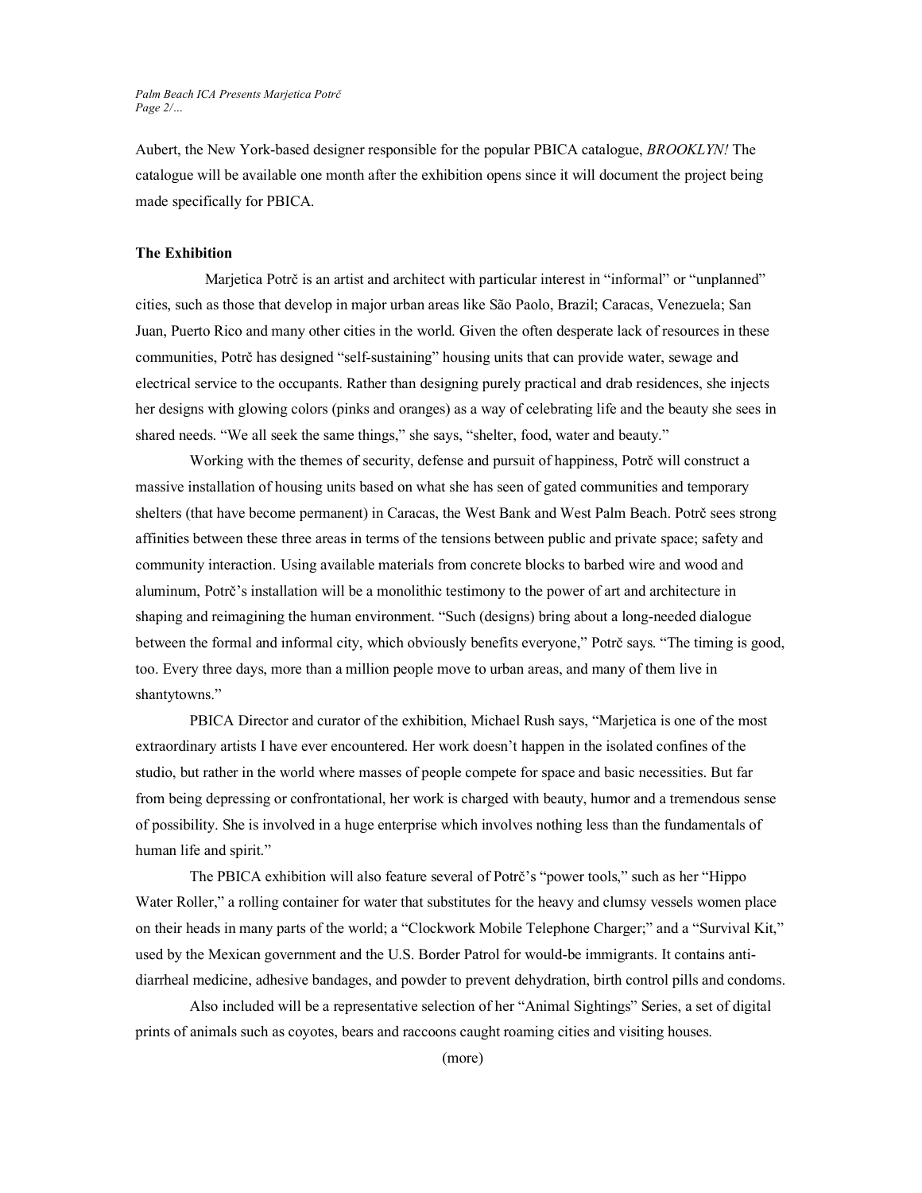Aubert, the New York-based designer responsible for the popular PBICA catalogue, *BROOKLYN!* The catalogue will be available one month after the exhibition opens since it will document the project being made specifically for PBICA.

**The Exhibition**

Marjetica Potrč is an artist and architect with particular interest in "informal" or "unplanned" cities, such as those that develop in major urban areas like São Paolo, Brazil; Caracas, Venezuela; San Juan, Puerto Rico and many other cities in the world. Given the often desperate lack of resources in these communities, Potrč has designed "self-sustaining" housing units that can provide water, sewage and electrical service to the occupants. Rather than designing purely practical and drab residences, she injects her designs with glowing colors (pinks and oranges) as a way of celebrating life and the beauty she sees in shared needs. "We all seek the same things," she says, "shelter, food, water and beauty."

Working with the themes of security, defense and pursuit of happiness, Potrč will construct a massive installation of housing units based on what she has seen of gated communities and temporary shelters (that have become permanent) in Caracas, the West Bank and West Palm Beach. Potrč sees strong affinities between these three areas in terms of the tensions between public and private space; safety and community interaction. Using available materials from concrete blocks to barbed wire and wood and aluminum, Potrč's installation will be a monolithic testimony to the power of art and architecture in shaping and reimagining the human environment. "Such (designs) bring about a long-needed dialogue between the formal and informal city, which obviously benefits everyone," Potrč says. "The timing is good, too. Every three days, more than a million people move to urban areas, and many of them live in shantytowns."

PBICA Director and curator of the exhibition, Michael Rush says, "Marjetica is one of the most extraordinary artists I have ever encountered. Her work doesn't happen in the isolated confines of the studio, but rather in the world where masses of people compete for space and basic necessities. But far from being depressing or confrontational, her work is charged with beauty, humor and a tremendous sense of possibility. She is involved in a huge enterprise which involves nothing less than the fundamentals of human life and spirit."

The PBICA exhibition will also feature several of Potrč's "power tools," such as her "Hippo Water Roller," a rolling container for water that substitutes for the heavy and clumsy vessels women place on their heads in many parts of the world; a "Clockwork Mobile Telephone Charger;" and a "Survival Kit," used by the Mexican government and the U.S. Border Patrol for would-be immigrants. It contains anti-diarrheal medicine, adhesive bandages, and powder to prevent dehydration, birth control pills and condoms.

Also included will be a representative selection of her "Animal Sightings" Series, a set of digital prints of animals such as coyotes, bears and raccoons caught roaming cities and visiting houses.

(more)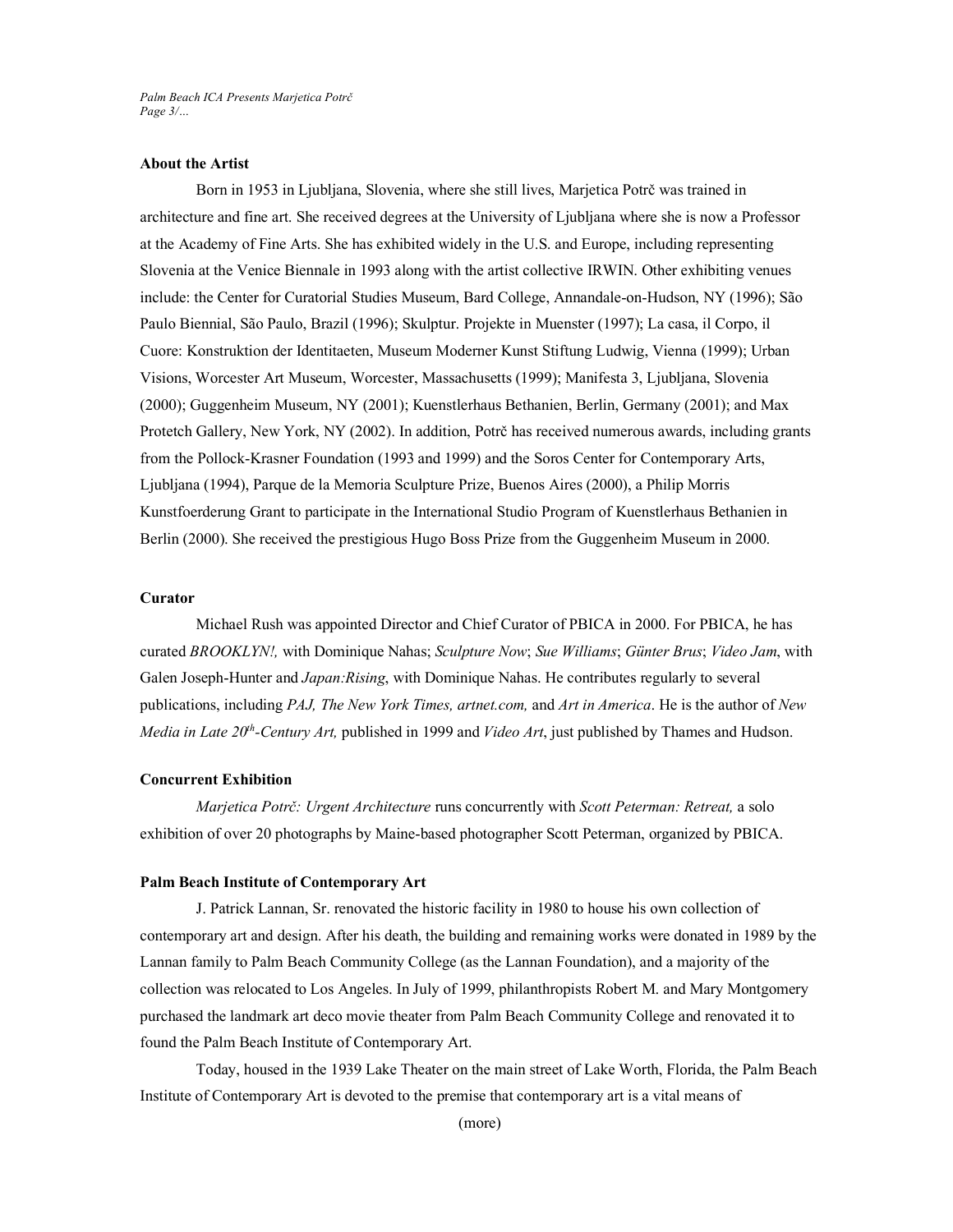**About the Artist**

Born in 1953 in Ljubljana, Slovenia, where she still lives, Marjetica Potrč was trained in architecture and fine art. She received degrees at the University of Ljubljana where she is now a Professor at the Academy of Fine Arts. She has exhibited widely in the U.S. and Europe, including representing Slovenia at the Venice Biennale in 1993 along with the artist collective IRWIN. Other exhibiting venues include: the Center for Curatorial Studies Museum, Bard College, Annandale-on-Hudson, NY (1996); São Paulo Biennial, São Paulo, Brazil (1996); Skulptur. Projekte in Muenster (1997); La casa, il Corpo, il Cuore: Konstruktion der Identitaeten, Museum Moderner Kunst Stiftung Ludwig, Vienna (1999); Urban Visions, Worcester Art Museum, Worcester, Massachusetts (1999); Manifesta 3, Ljubljana, Slovenia (2000); Guggenheim Museum, NY (2001); Kuenstlerhaus Bethanien, Berlin, Germany (2001); and Max Protetch Gallery, New York, NY (2002). In addition, Potrč has received numerous awards, including grants from the Pollock-Krasner Foundation (1993 and 1999) and the Soros Center for Contemporary Arts, Ljubljana (1994), Parque de la Memoria Sculpture Prize, Buenos Aires (2000), a Philip Morris Kunstfoerderung Grant to participate in the International Studio Program of Kuenstlerhaus Bethanien in Berlin (2000). She received the prestigious Hugo Boss Prize from the Guggenheim Museum in 2000.

**Curator**

Michael Rush was appointed Director and Chief Curator of PBICA in 2000. For PBICA, he has curated *BROOKLYN!,* with Dominique Nahas; *Sculpture Now*; *Sue Williams*; *Günter Brus*; *Video Jam*, with Galen Joseph-Hunter and *Japan:Rising*, with Dominique Nahas. He contributes regularly to several publications, including *PAJ, The New York Times, artnet.com,* and *Art in America*. He is the author of *New Media in Late 20th-Century Art,* published in 1999 and *Video Art*, just published by Thames and Hudson.

**Concurrent Exhibition**

*Marjetica Potrč: Urgent Architecture* runs concurrently with *Scott Peterman: Retreat,* a solo exhibition of over 20 photographs by Maine-based photographer Scott Peterman, organized by PBICA.

**Palm Beach Institute of Contemporary Art**

J. Patrick Lannan, Sr. renovated the historic facility in 1980 to house his own collection of contemporary art and design. After his death, the building and remaining works were donated in 1989 by the Lannan family to Palm Beach Community College (as the Lannan Foundation), and a majority of the collection was relocated to Los Angeles. In July of 1999, philanthropists Robert M. and Mary Montgomery purchased the landmark art deco movie theater from Palm Beach Community College and renovated it to found the Palm Beach Institute of Contemporary Art.

Today, housed in the 1939 Lake Theater on the main street of Lake Worth, Florida, the Palm Beach Institute of Contemporary Art is devoted to the premise that contemporary art is a vital means of

(more)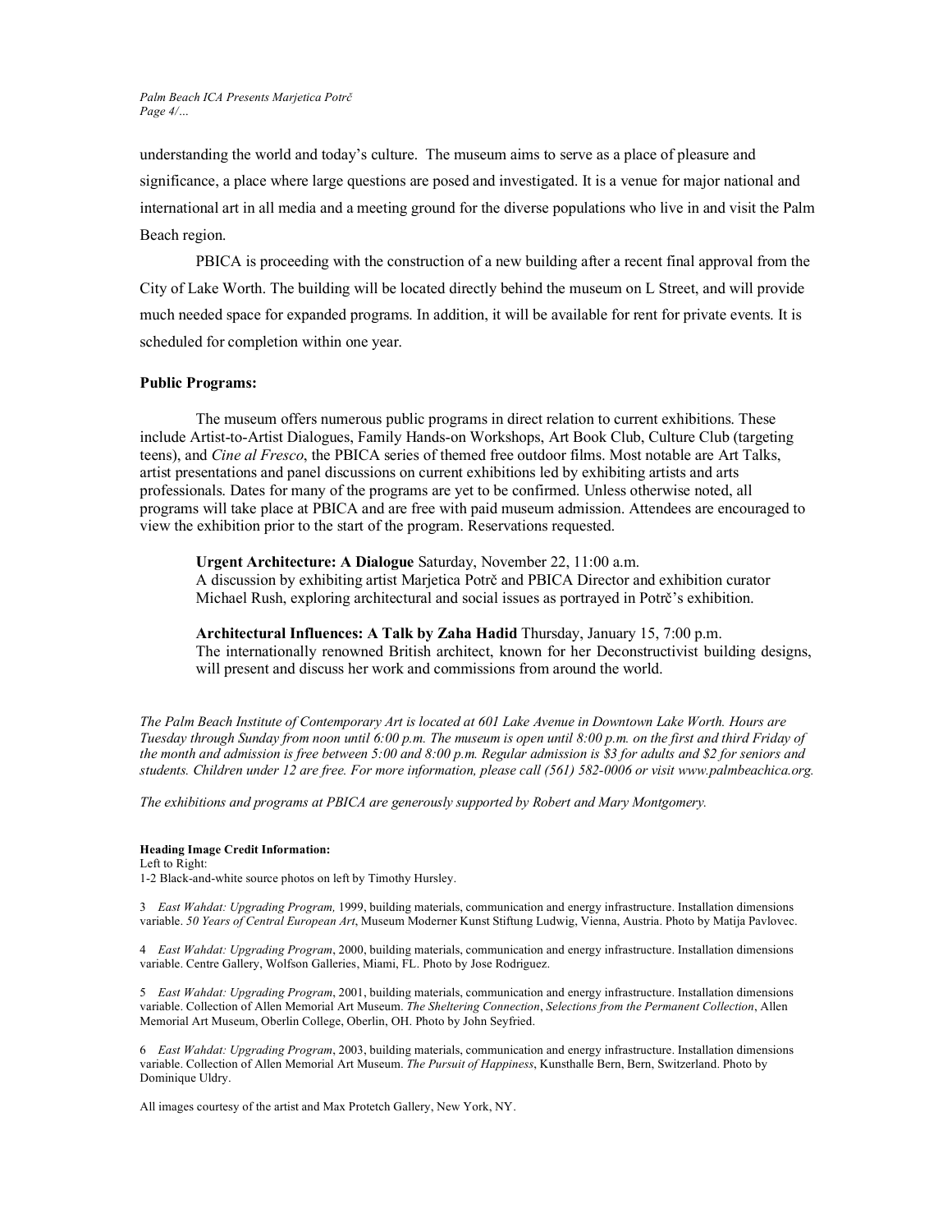understanding the world and today's culture. The museum aims to serve as a place of pleasure and significance, a place where large questions are posed and investigated. It is a venue for major national and international art in all media and a meeting ground for the diverse populations who live in and visit the Palm Beach region.

PBICA is proceeding with the construction of a new building after a recent final approval from the City of Lake Worth. The building will be located directly behind the museum on L Street, and will provide much needed space for expanded programs. In addition, it will be available for rent for private events. It is scheduled for completion within one year.

**Public Programs:**

The museum offers numerous public programs in direct relation to current exhibitions. These include Artist-to-Artist Dialogues, Family Hands-on Workshops, Art Book Club, Culture Club (targeting teens), and *Cine al Fresco*, the PBICA series of themed free outdoor films. Most notable are Art Talks, artist presentations and panel discussions on current exhibitions led by exhibiting artists and arts professionals. Dates for many of the programs are yet to be confirmed. Unless otherwise noted, all programs will take place at PBICA and are free with paid museum admission. Attendees are encouraged to view the exhibition prior to the start of the program. Reservations requested.

**Urgent Architecture: A Dialogue** Saturday, November 22, 11:00 a.m.
A discussion by exhibiting artist Marjetica Potrč and PBICA Director and exhibition curator Michael Rush, exploring architectural and social issues as portrayed in Potrč's exhibition.

**Architectural Influences: A Talk by Zaha Hadid** Thursday, January 15, 7:00 p.m.
The internationally renowned British architect, known for her Deconstructivist building designs, will present and discuss her work and commissions from around the world.

*The Palm Beach Institute of Contemporary Art is located at 601 Lake Avenue in Downtown Lake Worth. Hours are Tuesday through Sunday from noon until 6:00 p.m. The museum is open until 8:00 p.m. on the first and third Friday of the month and admission is free between 5:00 and 8:00 p.m. Regular admission is $3 for adults and $2 for seniors and students. Children under 12 are free. For more information, please call (561) 582-0006 or visit www.palmbeachica.org.*

*The exhibitions and programs at PBICA are generously supported by Robert and Mary Montgomery.*

**Heading Image Credit Information:**
Left to Right:
1-2 Black-and-white source photos on left by Timothy Hursley.

3 *East Wahdat: Upgrading Program,* 1999, building materials, communication and energy infrastructure. Installation dimensions variable. *50 Years of Central European Art*, Museum Moderner Kunst Stiftung Ludwig, Vienna, Austria. Photo by Matija Pavlovec.

4 *East Wahdat: Upgrading Program*, 2000, building materials, communication and energy infrastructure. Installation dimensions variable. Centre Gallery, Wolfson Galleries, Miami, FL. Photo by Jose Rodriguez.

5 *East Wahdat: Upgrading Program*, 2001, building materials, communication and energy infrastructure. Installation dimensions variable. Collection of Allen Memorial Art Museum. *The Sheltering Connection*, *Selections from the Permanent Collection*, Allen Memorial Art Museum, Oberlin College, Oberlin, OH. Photo by John Seyfried.

6 *East Wahdat: Upgrading Program*, 2003, building materials, communication and energy infrastructure. Installation dimensions variable. Collection of Allen Memorial Art Museum. *The Pursuit of Happiness*, Kunsthalle Bern, Bern, Switzerland. Photo by Dominique Uldry.

All images courtesy of the artist and Max Protetch Gallery, New York, NY.